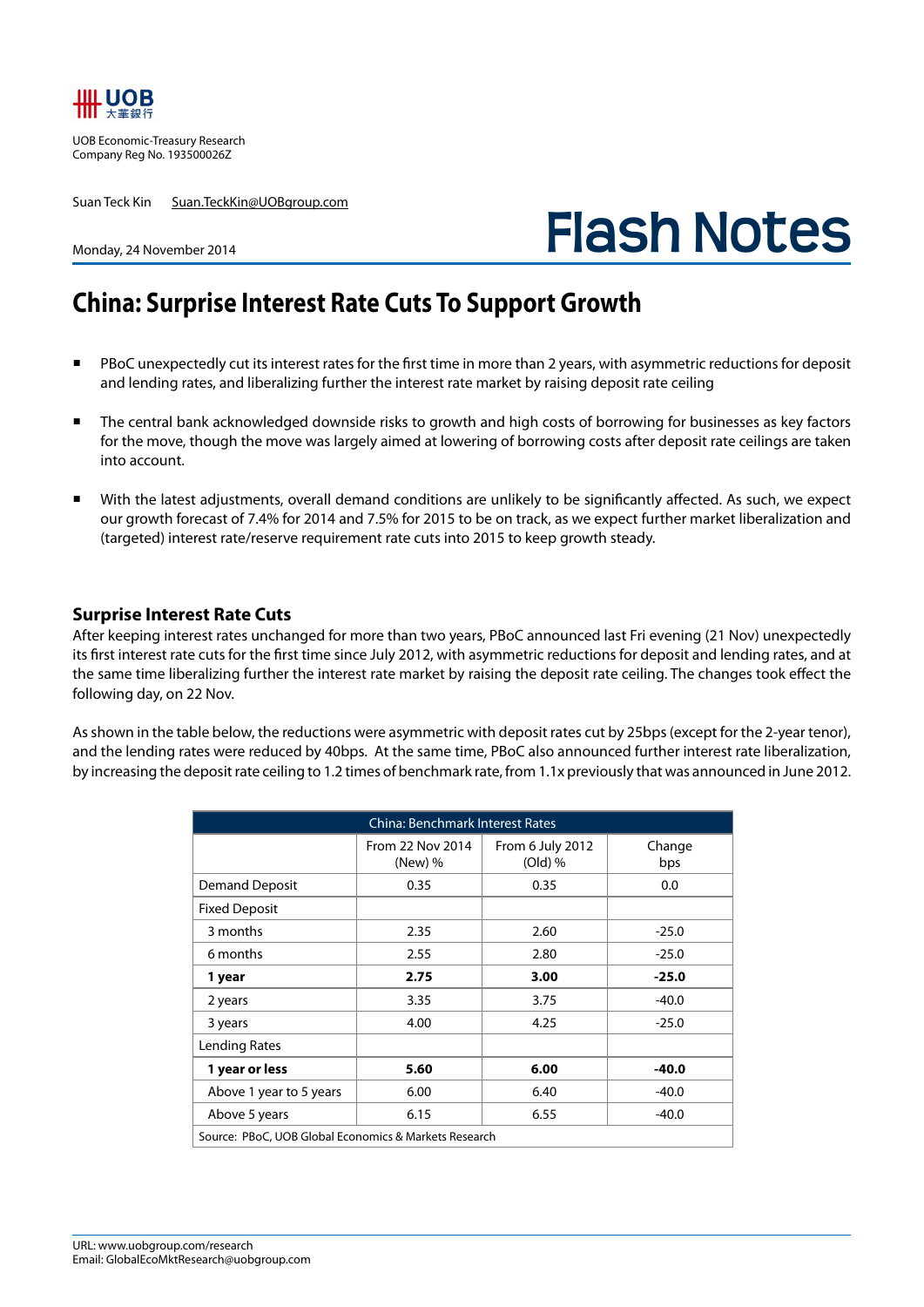UOB Economic-Treasury Research
Company Reg No. 193500026Z

Suan Teck Kin Suan.TeckKin@UOBgroup.com

Monday, 24 November 2014

# Flash Notes

## China: Surprise Interest Rate Cuts To Support Growth

- PBoC unexpectedly cut its interest rates for the first time in more than 2 years, with asymmetric reductions for deposit and lending rates, and liberalizing further the interest rate market by raising deposit rate ceiling
- The central bank acknowledged downside risks to growth and high costs of borrowing for businesses as key factors for the move, though the move was largely aimed at lowering of borrowing costs after deposit rate ceilings are taken into account.
- With the latest adjustments, overall demand conditions are unlikely to be significantly affected. As such, we expect our growth forecast of 7.4% for 2014 and 7.5% for 2015 to be on track, as we expect further market liberalization and (targeted) interest rate/reserve requirement rate cuts into 2015 to keep growth steady.

### Surprise Interest Rate Cuts

After keeping interest rates unchanged for more than two years, PBoC announced last Fri evening (21 Nov) unexpectedly its first interest rate cuts for the first time since July 2012, with asymmetric reductions for deposit and lending rates, and at the same time liberalizing further the interest rate market by raising the deposit rate ceiling. The changes took effect the following day, on 22 Nov.

As shown in the table below, the reductions were asymmetric with deposit rates cut by 25bps (except for the 2-year tenor), and the lending rates were reduced by 40bps. At the same time, PBoC also announced further interest rate liberalization, by increasing the deposit rate ceiling to 1.2 times of benchmark rate, from 1.1x previously that was announced in June 2012.

| China: Benchmark Interest Rates | | | |
|---|---|---|---|
| | From 22 Nov 2014 (New) % | From 6 July 2012 (Old) % | Change bps |
| Demand Deposit | 0.35 | 0.35 | 0.0 |
| Fixed Deposit | | | |
| 3 months | 2.35 | 2.60 | -25.0 |
| 6 months | 2.55 | 2.80 | -25.0 |
| **1 year** | **2.75** | **3.00** | **-25.0** |
| 2 years | 3.35 | 3.75 | -40.0 |
| 3 years | 4.00 | 4.25 | -25.0 |
| Lending Rates | | | |
| **1 year or less** | **5.60** | **6.00** | **-40.0** |
| Above 1 year to 5 years | 6.00 | 6.40 | -40.0 |
| Above 5 years | 6.15 | 6.55 | -40.0 |

Source: PBoC, UOB Global Economics & Markets Research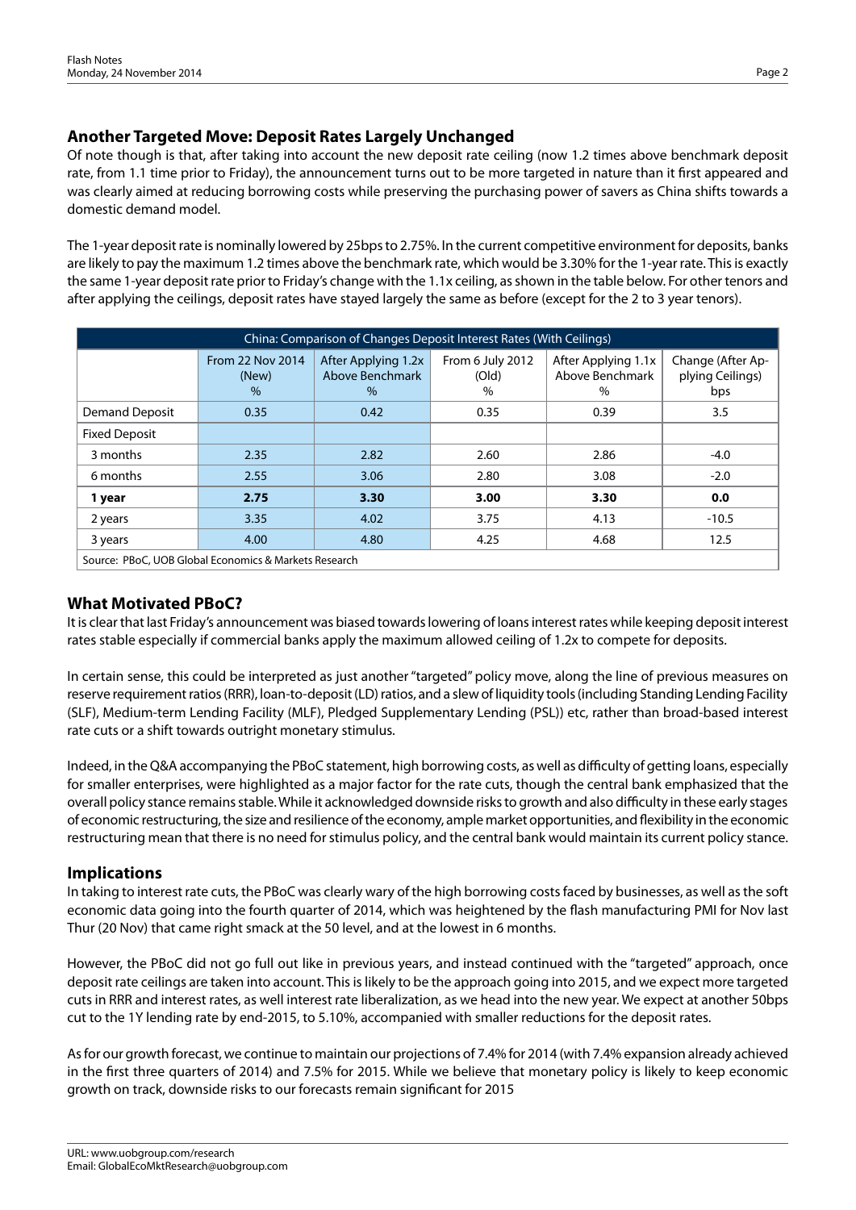## Another Targeted Move: Deposit Rates Largely Unchanged

Of note though is that, after taking into account the new deposit rate ceiling (now 1.2 times above benchmark deposit rate, from 1.1 time prior to Friday), the announcement turns out to be more targeted in nature than it first appeared and was clearly aimed at reducing borrowing costs while preserving the purchasing power of savers as China shifts towards a domestic demand model.

The 1-year deposit rate is nominally lowered by 25bps to 2.75%. In the current competitive environment for deposits, banks are likely to pay the maximum 1.2 times above the benchmark rate, which would be 3.30% for the 1-year rate. This is exactly the same 1-year deposit rate prior to Friday's change with the 1.1x ceiling, as shown in the table below. For other tenors and after applying the ceilings, deposit rates have stayed largely the same as before (except for the 2 to 3 year tenors).

China: Comparison of Changes Deposit Interest Rates (With Ceilings)

| | From 22 Nov 2014 (New) % | After Applying 1.2x Above Benchmark % | From 6 July 2012 (Old) % | After Applying 1.1x Above Benchmark % | Change (After Applying Ceilings) bps |
|---|---|---|---|---|---|
| Demand Deposit | 0.35 | 0.42 | 0.35 | 0.39 | 3.5 |
| Fixed Deposit | | | | | |
| 3 months | 2.35 | 2.82 | 2.60 | 2.86 | -4.0 |
| 6 months | 2.55 | 3.06 | 2.80 | 3.08 | -2.0 |
| **1 year** | **2.75** | **3.30** | **3.00** | **3.30** | **0.0** |
| 2 years | 3.35 | 4.02 | 3.75 | 4.13 | -10.5 |
| 3 years | 4.00 | 4.80 | 4.25 | 4.68 | 12.5 |

Source: PBoC, UOB Global Economics & Markets Research

## What Motivated PBoC?

It is clear that last Friday's announcement was biased towards lowering of loans interest rates while keeping deposit interest rates stable especially if commercial banks apply the maximum allowed ceiling of 1.2x to compete for deposits.

In certain sense, this could be interpreted as just another "targeted" policy move, along the line of previous measures on reserve requirement ratios (RRR), loan-to-deposit (LD) ratios, and a slew of liquidity tools (including Standing Lending Facility (SLF), Medium-term Lending Facility (MLF), Pledged Supplementary Lending (PSL)) etc, rather than broad-based interest rate cuts or a shift towards outright monetary stimulus.

Indeed, in the Q&A accompanying the PBoC statement, high borrowing costs, as well as difficulty of getting loans, especially for smaller enterprises, were highlighted as a major factor for the rate cuts, though the central bank emphasized that the overall policy stance remains stable. While it acknowledged downside risks to growth and also difficulty in these early stages of economic restructuring, the size and resilience of the economy, ample market opportunities, and flexibility in the economic restructuring mean that there is no need for stimulus policy, and the central bank would maintain its current policy stance.

## Implications

In taking to interest rate cuts, the PBoC was clearly wary of the high borrowing costs faced by businesses, as well as the soft economic data going into the fourth quarter of 2014, which was heightened by the flash manufacturing PMI for Nov last Thur (20 Nov) that came right smack at the 50 level, and at the lowest in 6 months.

However, the PBoC did not go full out like in previous years, and instead continued with the "targeted" approach, once deposit rate ceilings are taken into account. This is likely to be the approach going into 2015, and we expect more targeted cuts in RRR and interest rates, as well interest rate liberalization, as we head into the new year. We expect at another 50bps cut to the 1Y lending rate by end-2015, to 5.10%, accompanied with smaller reductions for the deposit rates.

As for our growth forecast, we continue to maintain our projections of 7.4% for 2014 (with 7.4% expansion already achieved in the first three quarters of 2014) and 7.5% for 2015. While we believe that monetary policy is likely to keep economic growth on track, downside risks to our forecasts remain significant for 2015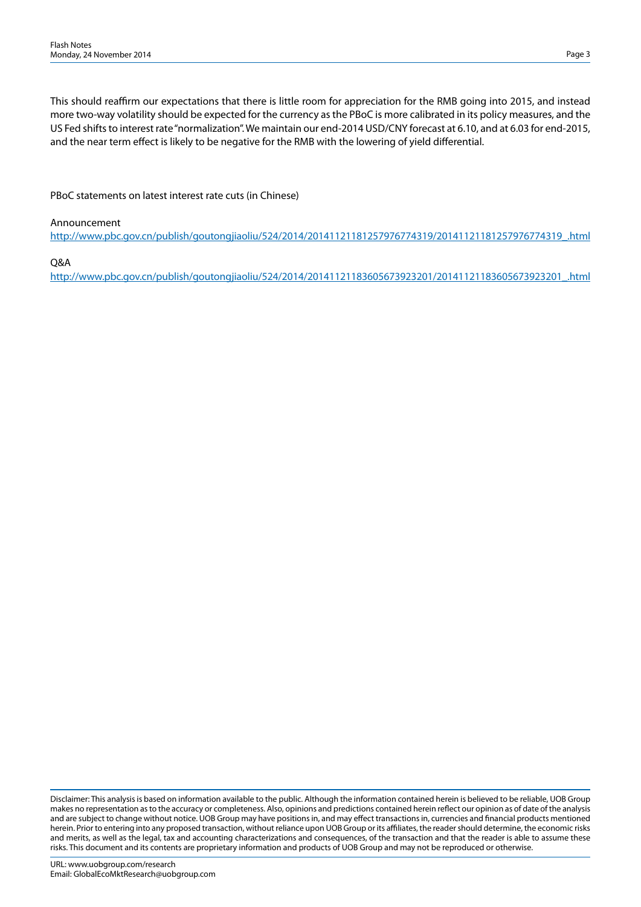This should reaffirm our expectations that there is little room for appreciation for the RMB going into 2015, and instead more two-way volatility should be expected for the currency as the PBoC is more calibrated in its policy measures, and the US Fed shifts to interest rate "normalization". We maintain our end-2014 USD/CNY forecast at 6.10, and at 6.03 for end-2015, and the near term effect is likely to be negative for the RMB with the lowering of yield differential.

PBoC statements on latest interest rate cuts (in Chinese)

Announcement
http://www.pbc.gov.cn/publish/goutongjiaoliu/524/2014/20141121181257976774319/20141121181257976774319_.html

Q&A
http://www.pbc.gov.cn/publish/goutongjiaoliu/524/2014/20141121183605673923201/20141121183605673923201_.html

Disclaimer: This analysis is based on information available to the public. Although the information contained herein is believed to be reliable, UOB Group makes no representation as to the accuracy or completeness. Also, opinions and predictions contained herein reflect our opinion as of date of the analysis and are subject to change without notice. UOB Group may have positions in, and may effect transactions in, currencies and financial products mentioned herein. Prior to entering into any proposed transaction, without reliance upon UOB Group or its affiliates, the reader should determine, the economic risks and merits, as well as the legal, tax and accounting characterizations and consequences, of the transaction and that the reader is able to assume these risks. This document and its contents are proprietary information and products of UOB Group and may not be reproduced or otherwise.

URL: www.uobgroup.com/research
Email: GlobalEcoMktResearch@uobgroup.com